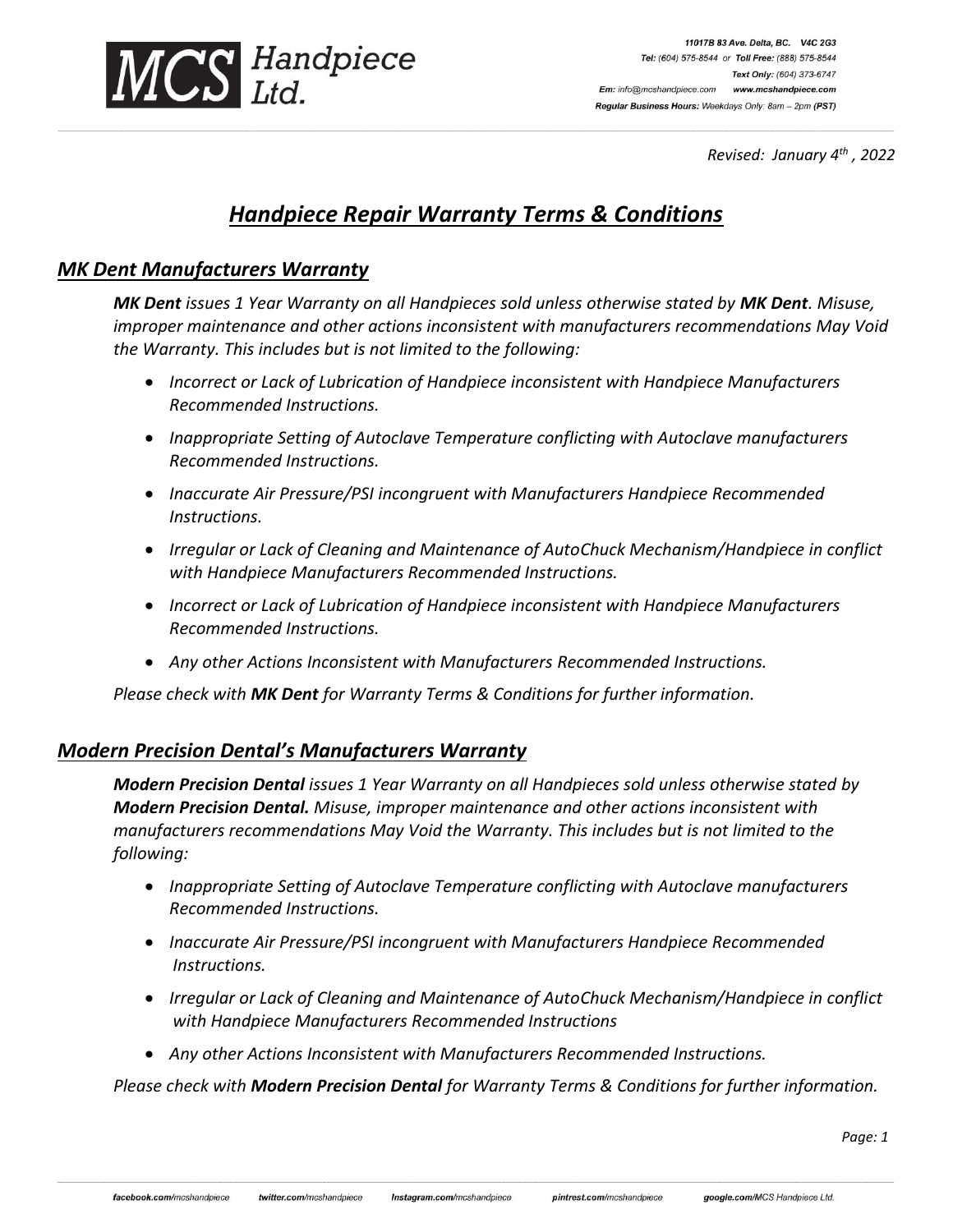*Revised: January 4th, 2022*

# ***Handpiece Repair Warranty Terms & Conditions***

## ***MK Dent Manufacturers Warranty***

***MK Dent** issues 1 Year Warranty on all Handpieces sold unless otherwise stated by **MK Dent**. Misuse, improper maintenance and other actions inconsistent with manufacturers recommendations May Void the Warranty. This includes but is not limited to the following:*

- *Incorrect or Lack of Lubrication of Handpiece inconsistent with Handpiece Manufacturers Recommended Instructions.*
- *Inappropriate Setting of Autoclave Temperature conflicting with Autoclave manufacturers Recommended Instructions.*
- *Inaccurate Air Pressure/PSI incongruent with Manufacturers Handpiece Recommended Instructions.*
- *Irregular or Lack of Cleaning and Maintenance of AutoChuck Mechanism/Handpiece in conflict with Handpiece Manufacturers Recommended Instructions.*
- *Incorrect or Lack of Lubrication of Handpiece inconsistent with Handpiece Manufacturers Recommended Instructions.*
- *Any other Actions Inconsistent with Manufacturers Recommended Instructions.*

*Please check with **MK Dent** for Warranty Terms & Conditions for further information.*

## ***Modern Precision Dental's Manufacturers Warranty***

***Modern Precision Dental** issues 1 Year Warranty on all Handpieces sold unless otherwise stated by **Modern Precision Dental.** Misuse, improper maintenance and other actions inconsistent with manufacturers recommendations May Void the Warranty. This includes but is not limited to the following:*

- *Inappropriate Setting of Autoclave Temperature conflicting with Autoclave manufacturers Recommended Instructions.*
- *Inaccurate Air Pressure/PSI incongruent with Manufacturers Handpiece Recommended Instructions.*
- *Irregular or Lack of Cleaning and Maintenance of AutoChuck Mechanism/Handpiece in conflict with Handpiece Manufacturers Recommended Instructions*
- *Any other Actions Inconsistent with Manufacturers Recommended Instructions.*

*Please check with **Modern Precision Dental** for Warranty Terms & Conditions for further information.*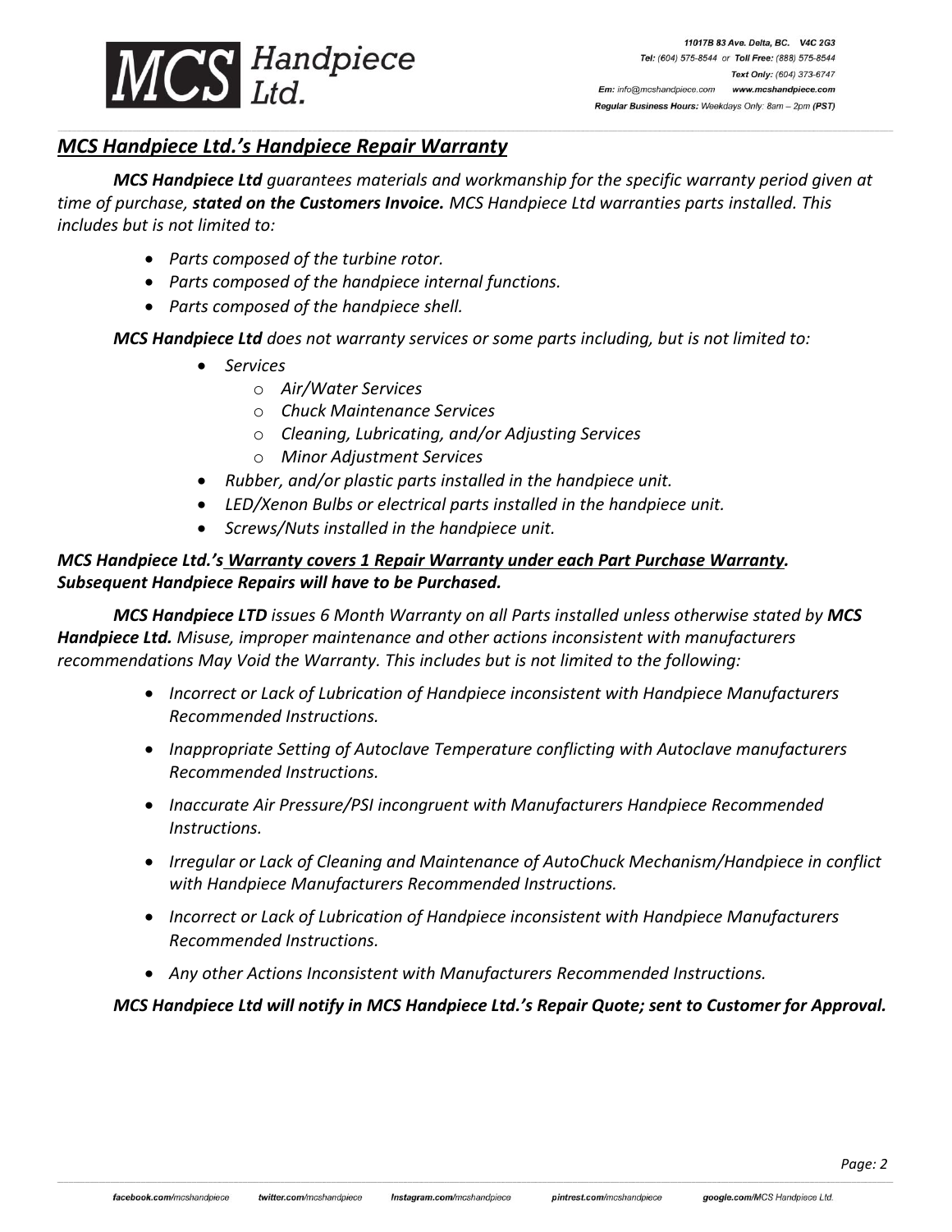## ***MCS Handpiece Ltd.'s Handpiece Repair Warranty***

***MCS Handpiece Ltd*** *guarantees materials and workmanship for the specific warranty period given at time of purchase,* ***stated on the Customers Invoice.*** *MCS Handpiece Ltd warranties parts installed. This includes but is not limited to:*

- *Parts composed of the turbine rotor.*
- *Parts composed of the handpiece internal functions.*
- *Parts composed of the handpiece shell.*

***MCS Handpiece Ltd*** *does not warranty services or some parts including, but is not limited to:*

- *Services*
  - *Air/Water Services*
  - *Chuck Maintenance Services*
  - *Cleaning, Lubricating, and/or Adjusting Services*
  - *Minor Adjustment Services*
- *Rubber, and/or plastic parts installed in the handpiece unit.*
- *LED/Xenon Bulbs or electrical parts installed in the handpiece unit.*
- *Screws/Nuts installed in the handpiece unit.*

***MCS Handpiece Ltd.'s Warranty covers 1 Repair Warranty under each Part Purchase Warranty. Subsequent Handpiece Repairs will have to be Purchased.***

***MCS Handpiece LTD*** *issues 6 Month Warranty on all Parts installed unless otherwise stated by* ***MCS Handpiece Ltd.*** *Misuse, improper maintenance and other actions inconsistent with manufacturers recommendations May Void the Warranty. This includes but is not limited to the following:*

- *Incorrect or Lack of Lubrication of Handpiece inconsistent with Handpiece Manufacturers Recommended Instructions.*
- *Inappropriate Setting of Autoclave Temperature conflicting with Autoclave manufacturers Recommended Instructions.*
- *Inaccurate Air Pressure/PSI incongruent with Manufacturers Handpiece Recommended Instructions.*
- *Irregular or Lack of Cleaning and Maintenance of AutoChuck Mechanism/Handpiece in conflict with Handpiece Manufacturers Recommended Instructions.*
- *Incorrect or Lack of Lubrication of Handpiece inconsistent with Handpiece Manufacturers Recommended Instructions.*
- *Any other Actions Inconsistent with Manufacturers Recommended Instructions.*

***MCS Handpiece Ltd will notify in MCS Handpiece Ltd.'s Repair Quote; sent to Customer for Approval.***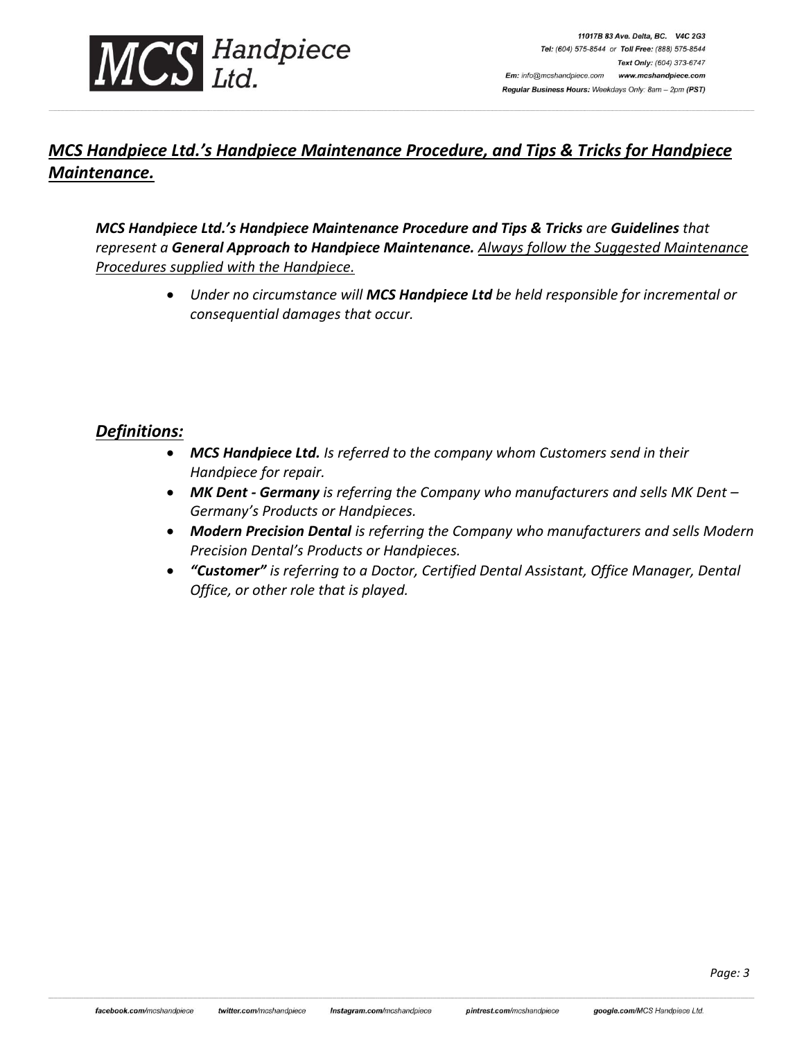## ***MCS Handpiece Ltd.'s Handpiece Maintenance Procedure, and Tips & Tricks for Handpiece Maintenance.***

***MCS Handpiece Ltd.'s Handpiece Maintenance Procedure and Tips & Tricks*** *are* ***Guidelines*** *that represent a* ***General Approach to Handpiece Maintenance.*** *Always follow the Suggested Maintenance Procedures supplied with the Handpiece.*

- *Under no circumstance will* ***MCS Handpiece Ltd*** *be held responsible for incremental or consequential damages that occur.*

### ***Definitions:***

- ***MCS Handpiece Ltd.*** *Is referred to the company whom Customers send in their Handpiece for repair.*
- ***MK Dent - Germany*** *is referring the Company who manufacturers and sells MK Dent – Germany's Products or Handpieces.*
- ***Modern Precision Dental*** *is referring the Company who manufacturers and sells Modern Precision Dental's Products or Handpieces.*
- ***"Customer"*** *is referring to a Doctor, Certified Dental Assistant, Office Manager, Dental Office, or other role that is played.*